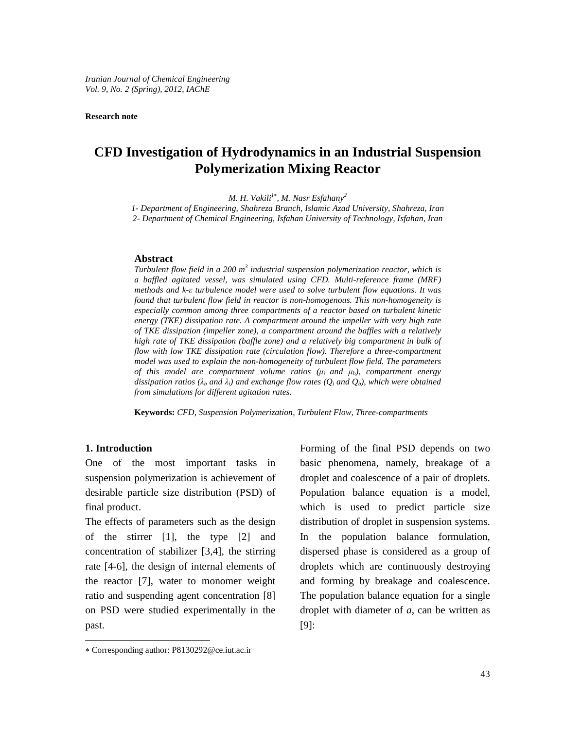*Iranian Journal of Chemical Engineering*
*Vol. 9, No. 2 (Spring), 2012, IAChE*

**Research note**

# CFD Investigation of Hydrodynamics in an Industrial Suspension Polymerization Mixing Reactor

*M. H. Vakili[1*], M. Nasr Esfahany[2]*

*1- Department of Engineering, Shahreza Branch, Islamic Azad University, Shahreza, Iran*
*2- Department of Chemical Engineering, Isfahan University of Technology, Isfahan, Iran*

## Abstract

*Turbulent flow field in a 200 m$^3$ industrial suspension polymerization reactor, which is a baffled agitated vessel, was simulated using CFD. Multi-reference frame (MRF) methods and k-$\varepsilon$ turbulence model were used to solve turbulent flow equations. It was found that turbulent flow field in reactor is non-homogenous. This non-homogeneity is especially common among three compartments of a reactor based on turbulent kinetic energy (TKE) dissipation rate. A compartment around the impeller with very high rate of TKE dissipation (impeller zone), a compartment around the baffles with a relatively high rate of TKE dissipation (baffle zone) and a relatively big compartment in bulk of flow with low TKE dissipation rate (circulation flow). Therefore a three-compartment model was used to explain the non-homogeneity of turbulent flow field. The parameters of this model are compartment volume ratios ($\mu_i$ and $\mu_b$), compartment energy dissipation ratios ($\lambda_b$ and $\lambda_i$) and exchange flow rates ($Q_i$ and $Q_b$), which were obtained from simulations for different agitation rates.*

**Keywords:** *CFD, Suspension Polymerization, Turbulent Flow, Three-compartments*

## 1. Introduction

One of the most important tasks in suspension polymerization is achievement of desirable particle size distribution (PSD) of final product.

The effects of parameters such as the design of the stirrer [1], the type [2] and concentration of stabilizer [3,4], the stirring rate [4-6], the design of internal elements of the reactor [7], water to monomer weight ratio and suspending agent concentration [8] on PSD were studied experimentally in the past.

Forming of the final PSD depends on two basic phenomena, namely, breakage of a droplet and coalescence of a pair of droplets. Population balance equation is a model, which is used to predict particle size distribution of droplet in suspension systems. In the population balance formulation, dispersed phase is considered as a group of droplets which are continuously destroying and forming by breakage and coalescence. The population balance equation for a single droplet with diameter of *a*, can be written as [9]:

* Corresponding author: P8130292@ce.iut.ac.ir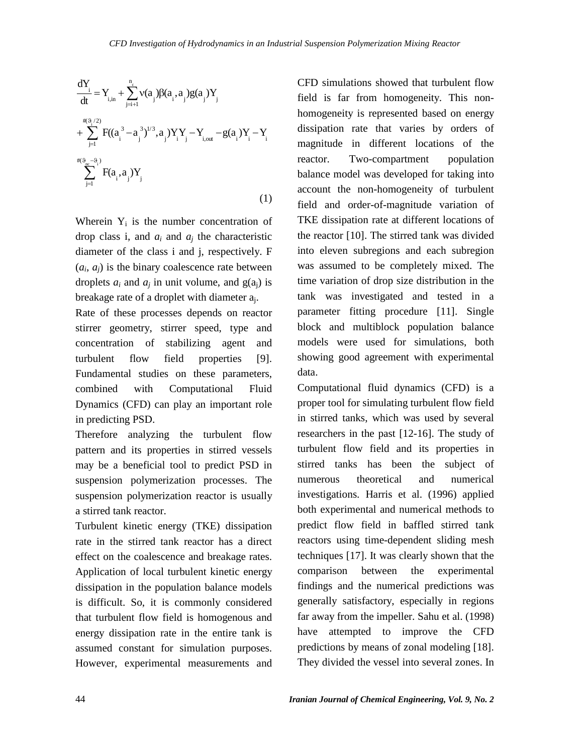$$\frac{dY_i}{dt} = Y_{i,in} + \sum_{j=i+1}^{n_c} \nu(a_j)\beta(a_i, a_j)g(a_j)Y_j$$
$$+ \sum_{j=1}^{\#(\vartheta_i/2)} F((a_i^{\,3} - a_j^{\,3})^{1/3}, a_j)Y_iY_j - Y_{i,out} - g(a_i)Y_i - Y_i$$
$$\sum_{j=1}^{\#(\vartheta_{nc}-\vartheta_i)} F(a_i, a_j)Y_j \tag{1}$$

Wherein $Y_i$ is the number concentration of drop class i, and $a_i$ and $a_j$ the characteristic diameter of the class i and j, respectively. F ($a_i$, $a_j$) is the binary coalescence rate between droplets $a_i$ and $a_j$ in unit volume, and $g(a_j)$ is breakage rate of a droplet with diameter $a_j$.

Rate of these processes depends on reactor stirrer geometry, stirrer speed, type and concentration of stabilizing agent and turbulent flow field properties [9]. Fundamental studies on these parameters, combined with Computational Fluid Dynamics (CFD) can play an important role in predicting PSD.

Therefore analyzing the turbulent flow pattern and its properties in stirred vessels may be a beneficial tool to predict PSD in suspension polymerization processes. The suspension polymerization reactor is usually a stirred tank reactor.

Turbulent kinetic energy (TKE) dissipation rate in the stirred tank reactor has a direct effect on the coalescence and breakage rates. Application of local turbulent kinetic energy dissipation in the population balance models is difficult. So, it is commonly considered that turbulent flow field is homogenous and energy dissipation rate in the entire tank is assumed constant for simulation purposes. However, experimental measurements and CFD simulations showed that turbulent flow field is far from homogeneity. This non-homogeneity is represented based on energy dissipation rate that varies by orders of magnitude in different locations of the reactor. Two-compartment population balance model was developed for taking into account the non-homogeneity of turbulent field and order-of-magnitude variation of TKE dissipation rate at different locations of the reactor [10]. The stirred tank was divided into eleven subregions and each subregion was assumed to be completely mixed. The time variation of drop size distribution in the tank was investigated and tested in a parameter fitting procedure [11]. Single block and multiblock population balance models were used for simulations, both showing good agreement with experimental data.

Computational fluid dynamics (CFD) is a proper tool for simulating turbulent flow field in stirred tanks, which was used by several researchers in the past [12-16]. The study of turbulent flow field and its properties in stirred tanks has been the subject of numerous theoretical and numerical investigations. Harris et al. (1996) applied both experimental and numerical methods to predict flow field in baffled stirred tank reactors using time-dependent sliding mesh techniques [17]. It was clearly shown that the comparison between the experimental findings and the numerical predictions was generally satisfactory, especially in regions far away from the impeller. Sahu et al. (1998) have attempted to improve the CFD predictions by means of zonal modeling [18]. They divided the vessel into several zones. In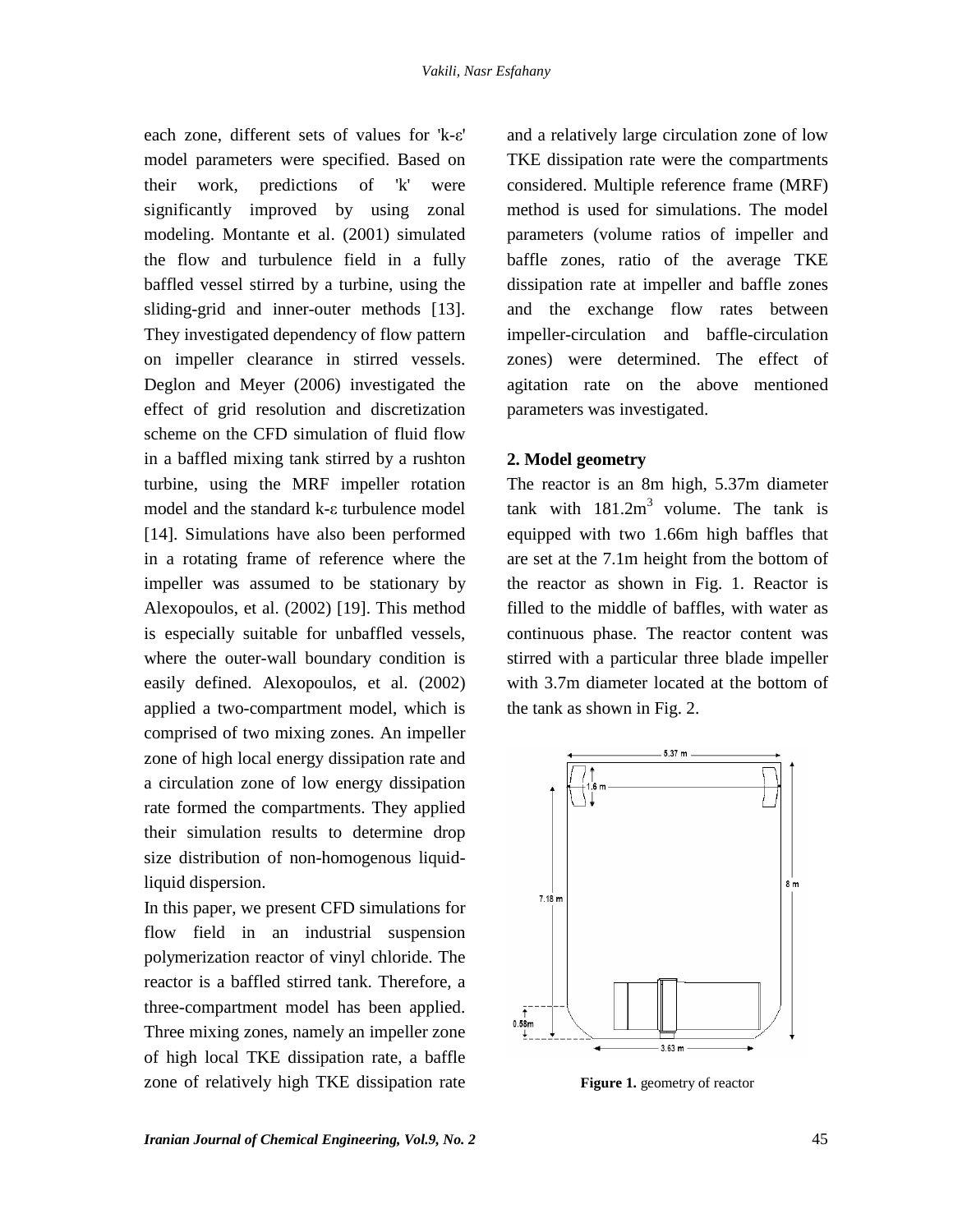each zone, different sets of values for 'k-ε' model parameters were specified. Based on their work, predictions of 'k' were significantly improved by using zonal modeling. Montante et al. (2001) simulated the flow and turbulence field in a fully baffled vessel stirred by a turbine, using the sliding-grid and inner-outer methods [13]. They investigated dependency of flow pattern on impeller clearance in stirred vessels. Deglon and Meyer (2006) investigated the effect of grid resolution and discretization scheme on the CFD simulation of fluid flow in a baffled mixing tank stirred by a rushton turbine, using the MRF impeller rotation model and the standard k-ε turbulence model [14]. Simulations have also been performed in a rotating frame of reference where the impeller was assumed to be stationary by Alexopoulos, et al. (2002) [19]. This method is especially suitable for unbaffled vessels, where the outer-wall boundary condition is easily defined. Alexopoulos, et al. (2002) applied a two-compartment model, which is comprised of two mixing zones. An impeller zone of high local energy dissipation rate and a circulation zone of low energy dissipation rate formed the compartments. They applied their simulation results to determine drop size distribution of non-homogenous liquid-liquid dispersion.

In this paper, we present CFD simulations for flow field in an industrial suspension polymerization reactor of vinyl chloride. The reactor is a baffled stirred tank. Therefore, a three-compartment model has been applied. Three mixing zones, namely an impeller zone of high local TKE dissipation rate, a baffle zone of relatively high TKE dissipation rate and a relatively large circulation zone of low TKE dissipation rate were the compartments considered. Multiple reference frame (MRF) method is used for simulations. The model parameters (volume ratios of impeller and baffle zones, ratio of the average TKE dissipation rate at impeller and baffle zones and the exchange flow rates between impeller-circulation and baffle-circulation zones) were determined. The effect of agitation rate on the above mentioned parameters was investigated.

## 2. Model geometry

The reactor is an 8m high, 5.37m diameter tank with 181.2m$^3$ volume. The tank is equipped with two 1.66m high baffles that are set at the 7.1m height from the bottom of the reactor as shown in Fig. 1. Reactor is filled to the middle of baffles, with water as continuous phase. The reactor content was stirred with a particular three blade impeller with 3.7m diameter located at the bottom of the tank as shown in Fig. 2.

**Figure 1.** geometry of reactor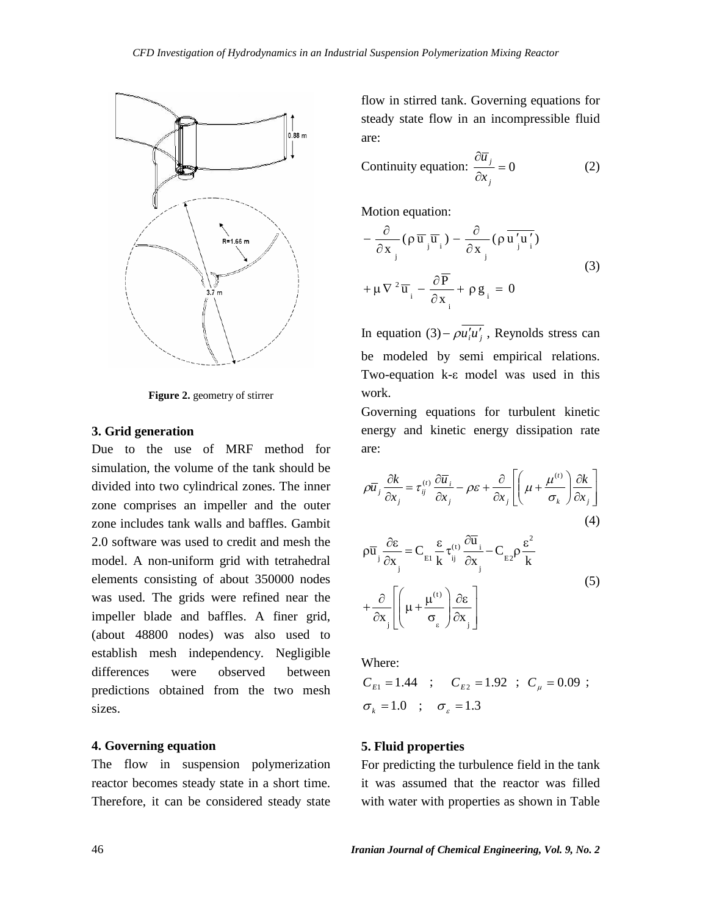Figure 2. geometry of stirrer

## 3. Grid generation

Due to the use of MRF method for simulation, the volume of the tank should be divided into two cylindrical zones. The inner zone comprises an impeller and the outer zone includes tank walls and baffles. Gambit 2.0 software was used to credit and mesh the model. A non-uniform grid with tetrahedral elements consisting of about 350000 nodes was used. The grids were refined near the impeller blade and baffles. A finer grid, (about 48800 nodes) was also used to establish mesh independency. Negligible differences were observed between predictions obtained from the two mesh sizes.

## 4. Governing equation

The flow in suspension polymerization reactor becomes steady state in a short time. Therefore, it can be considered steady state flow in stirred tank. Governing equations for steady state flow in an incompressible fluid are:

Continuity equation: $\frac{\partial \overline{u}_j}{\partial x_j} = 0$ (2)

Motion equation:

$$-\frac{\partial}{\partial x_j}(\rho \overline{u}_j \overline{u}_i) - \frac{\partial}{\partial x_j}(\rho \overline{u'_j u'_i}) + \mu \nabla^2 \overline{u}_i - \frac{\partial \overline{P}}{\partial x_i} + \rho g_i = 0 \quad (3)$$

In equation (3) $-\rho \overline{u'_i u'_j}$, Reynolds stress can be modeled by semi empirical relations. Two-equation k-ε model was used in this work.

Governing equations for turbulent kinetic energy and kinetic energy dissipation rate are:

$$\rho \overline{u}_j \frac{\partial k}{\partial x_j} = \tau_{ij}^{(t)} \frac{\partial \overline{u}_i}{\partial x_j} - \rho \varepsilon + \frac{\partial}{\partial x_j}\left[\left(\mu + \frac{\mu^{(t)}}{\sigma_k}\right)\frac{\partial k}{\partial x_j}\right] \quad (4)$$

$$\rho \overline{u}_j \frac{\partial \varepsilon}{\partial x_j} = C_{E1}\frac{\varepsilon}{k}\tau_{ij}^{(t)}\frac{\partial \overline{u}_i}{\partial x_j} - C_{E2}\rho\frac{\varepsilon^2}{k} + \frac{\partial}{\partial x_j}\left[\left(\mu + \frac{\mu^{(t)}}{\sigma_\varepsilon}\right)\frac{\partial \varepsilon}{\partial x_j}\right] \quad (5)$$

Where:

$C_{E1} = 1.44$ ; $C_{E2} = 1.92$ ; $C_\mu = 0.09$ ; $\sigma_k = 1.0$ ; $\sigma_\varepsilon = 1.3$

## 5. Fluid properties

For predicting the turbulence field in the tank it was assumed that the reactor was filled with water with properties as shown in Table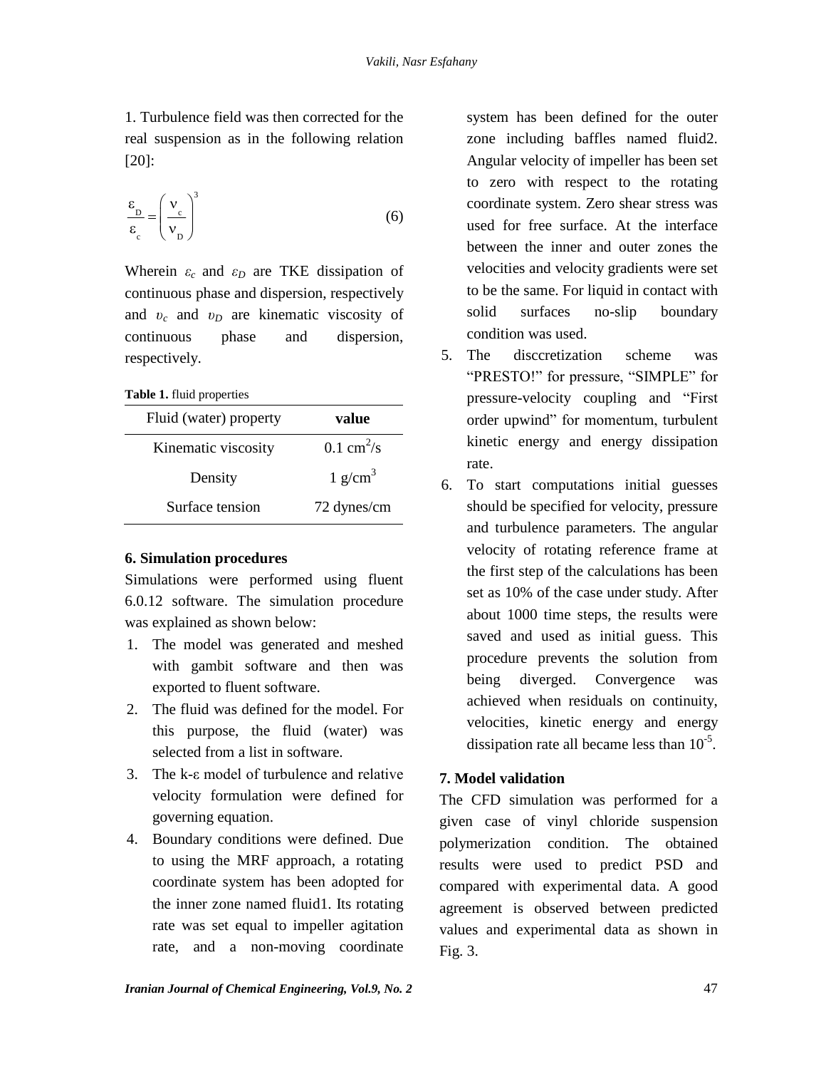1. Turbulence field was then corrected for the real suspension as in the following relation [20]:

$$\frac{\varepsilon_D}{\varepsilon_c} = \left(\frac{\nu_c}{\nu_D}\right)^3 \tag{6}$$

Wherein $\varepsilon_c$ and $\varepsilon_D$ are TKE dissipation of continuous phase and dispersion, respectively and $\upsilon_c$ and $\upsilon_D$ are kinematic viscosity of continuous phase and dispersion, respectively.

**Table 1.** fluid properties

| Fluid (water) property | **value** |
|---|---|
| Kinematic viscosity | 0.1 $cm^2/s$ |
| Density | 1 $g/cm^3$ |
| Surface tension | 72 dynes/cm |

## 6. Simulation procedures

Simulations were performed using fluent 6.0.12 software. The simulation procedure was explained as shown below:

1. The model was generated and meshed with gambit software and then was exported to fluent software.
2. The fluid was defined for the model. For this purpose, the fluid (water) was selected from a list in software.
3. The k-ε model of turbulence and relative velocity formulation were defined for governing equation.
4. Boundary conditions were defined. Due to using the MRF approach, a rotating coordinate system has been adopted for the inner zone named fluid1. Its rotating rate was set equal to impeller agitation rate, and a non-moving coordinate system has been defined for the outer zone including baffles named fluid2. Angular velocity of impeller has been set to zero with respect to the rotating coordinate system. Zero shear stress was used for free surface. At the interface between the inner and outer zones the velocities and velocity gradients were set to be the same. For liquid in contact with solid surfaces no-slip boundary condition was used.
5. The disccretization scheme was “PRESTO!” for pressure, “SIMPLE” for pressure-velocity coupling and “First order upwind” for momentum, turbulent kinetic energy and energy dissipation rate.
6. To start computations initial guesses should be specified for velocity, pressure and turbulence parameters. The angular velocity of rotating reference frame at the first step of the calculations has been set as 10% of the case under study. After about 1000 time steps, the results were saved and used as initial guess. This procedure prevents the solution from being diverged. Convergence was achieved when residuals on continuity, velocities, kinetic energy and energy dissipation rate all became less than $10^{-5}$.

## 7. Model validation

The CFD simulation was performed for a given case of vinyl chloride suspension polymerization condition. The obtained results were used to predict PSD and compared with experimental data. A good agreement is observed between predicted values and experimental data as shown in Fig. 3.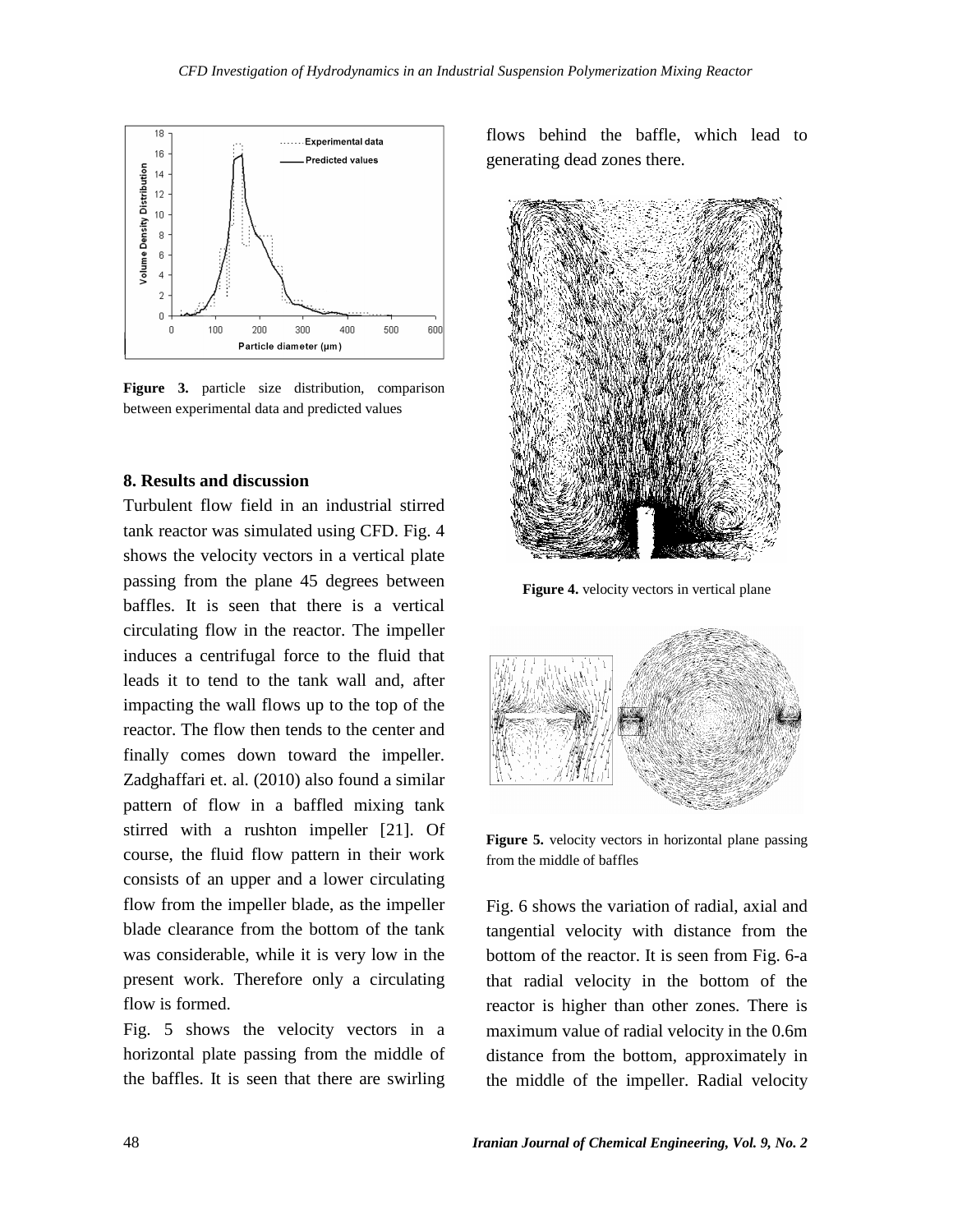Figure 3. particle size distribution, comparison between experimental data and predicted values

## 8. Results and discussion

Turbulent flow field in an industrial stirred tank reactor was simulated using CFD. Fig. 4 shows the velocity vectors in a vertical plate passing from the plane 45 degrees between baffles. It is seen that there is a vertical circulating flow in the reactor. The impeller induces a centrifugal force to the fluid that leads it to tend to the tank wall and, after impacting the wall flows up to the top of the reactor. The flow then tends to the center and finally comes down toward the impeller. Zadghaffari et. al. (2010) also found a similar pattern of flow in a baffled mixing tank stirred with a rushton impeller [21]. Of course, the fluid flow pattern in their work consists of an upper and a lower circulating flow from the impeller blade, as the impeller blade clearance from the bottom of the tank was considerable, while it is very low in the present work. Therefore only a circulating flow is formed.

Fig. 5 shows the velocity vectors in a horizontal plate passing from the middle of the baffles. It is seen that there are swirling flows behind the baffle, which lead to generating dead zones there.

Figure 4. velocity vectors in vertical plane

Figure 5. velocity vectors in horizontal plane passing from the middle of baffles

Fig. 6 shows the variation of radial, axial and tangential velocity with distance from the bottom of the reactor. It is seen from Fig. 6-a that radial velocity in the bottom of the reactor is higher than other zones. There is maximum value of radial velocity in the 0.6m distance from the bottom, approximately in the middle of the impeller. Radial velocity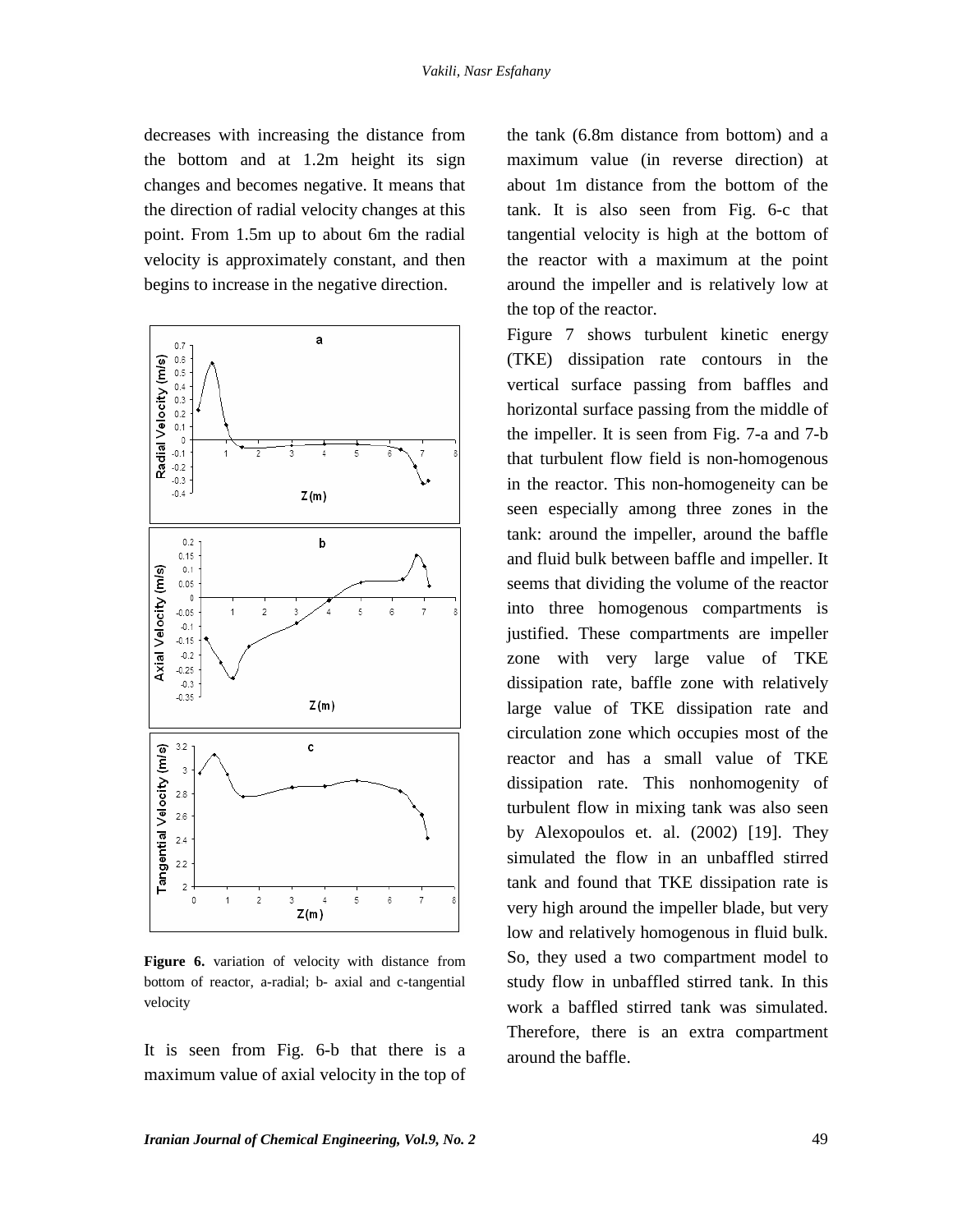decreases with increasing the distance from the bottom and at 1.2m height its sign changes and becomes negative. It means that the direction of radial velocity changes at this point. From 1.5m up to about 6m the radial velocity is approximately constant, and then begins to increase in the negative direction.

**Figure 6.** variation of velocity with distance from bottom of reactor, a-radial; b- axial and c-tangential velocity

It is seen from Fig. 6-b that there is a maximum value of axial velocity in the top of the tank (6.8m distance from bottom) and a maximum value (in reverse direction) at about 1m distance from the bottom of the tank. It is also seen from Fig. 6-c that tangential velocity is high at the bottom of the reactor with a maximum at the point around the impeller and is relatively low at the top of the reactor.

Figure 7 shows turbulent kinetic energy (TKE) dissipation rate contours in the vertical surface passing from baffles and horizontal surface passing from the middle of the impeller. It is seen from Fig. 7-a and 7-b that turbulent flow field is non-homogenous in the reactor. This non-homogeneity can be seen especially among three zones in the tank: around the impeller, around the baffle and fluid bulk between baffle and impeller. It seems that dividing the volume of the reactor into three homogenous compartments is justified. These compartments are impeller zone with very large value of TKE dissipation rate, baffle zone with relatively large value of TKE dissipation rate and circulation zone which occupies most of the reactor and has a small value of TKE dissipation rate. This nonhomogenity of turbulent flow in mixing tank was also seen by Alexopoulos et. al. (2002) [19]. They simulated the flow in an unbaffled stirred tank and found that TKE dissipation rate is very high around the impeller blade, but very low and relatively homogenous in fluid bulk. So, they used a two compartment model to study flow in unbaffled stirred tank. In this work a baffled stirred tank was simulated. Therefore, there is an extra compartment around the baffle.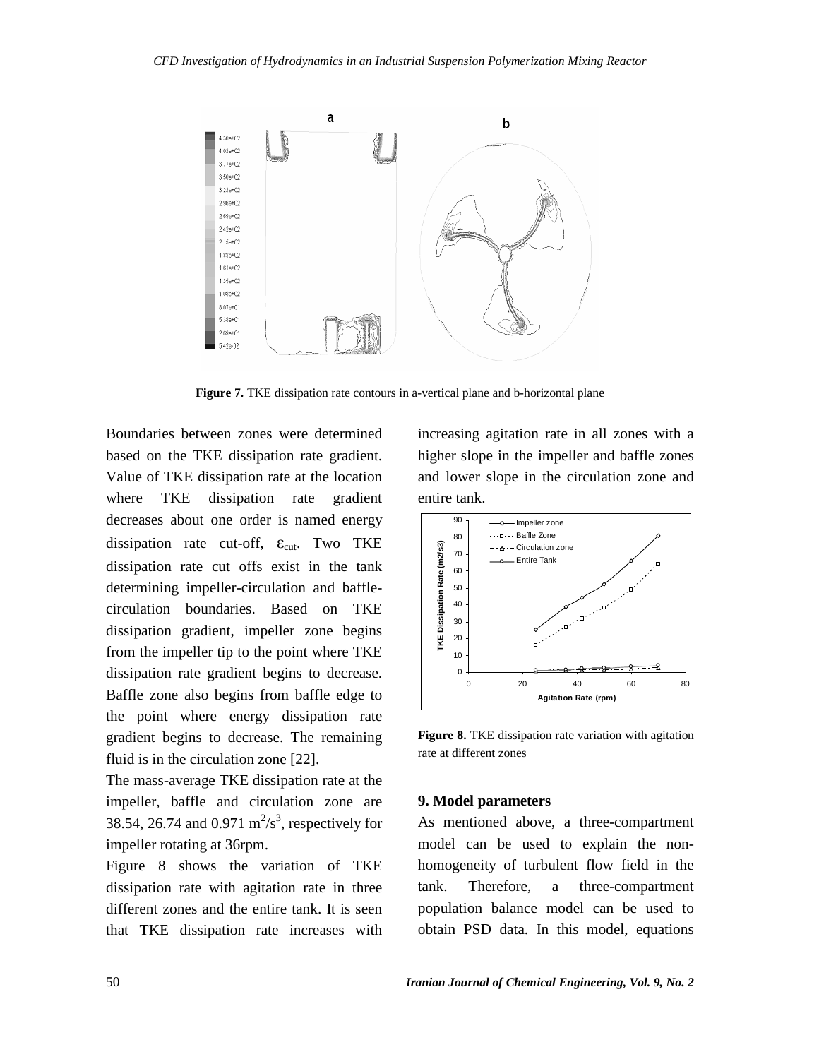**Figure 7.** TKE dissipation rate contours in a-vertical plane and b-horizontal plane

Boundaries between zones were determined based on the TKE dissipation rate gradient. Value of TKE dissipation rate at the location where TKE dissipation rate gradient decreases about one order is named energy dissipation rate cut-off, $\varepsilon_{cut}$. Two TKE dissipation rate cut offs exist in the tank determining impeller-circulation and baffle-circulation boundaries. Based on TKE dissipation gradient, impeller zone begins from the impeller tip to the point where TKE dissipation rate gradient begins to decrease. Baffle zone also begins from baffle edge to the point where energy dissipation rate gradient begins to decrease. The remaining fluid is in the circulation zone [22].

The mass-average TKE dissipation rate at the impeller, baffle and circulation zone are 38.54, 26.74 and 0.971 $m^2/s^3$, respectively for impeller rotating at 36rpm.

Figure 8 shows the variation of TKE dissipation rate with agitation rate in three different zones and the entire tank. It is seen that TKE dissipation rate increases with increasing agitation rate in all zones with a higher slope in the impeller and baffle zones and lower slope in the circulation zone and entire tank.

**Figure 8.** TKE dissipation rate variation with agitation rate at different zones

## 9. Model parameters

As mentioned above, a three-compartment model can be used to explain the non-homogeneity of turbulent flow field in the tank. Therefore, a three-compartment population balance model can be used to obtain PSD data. In this model, equations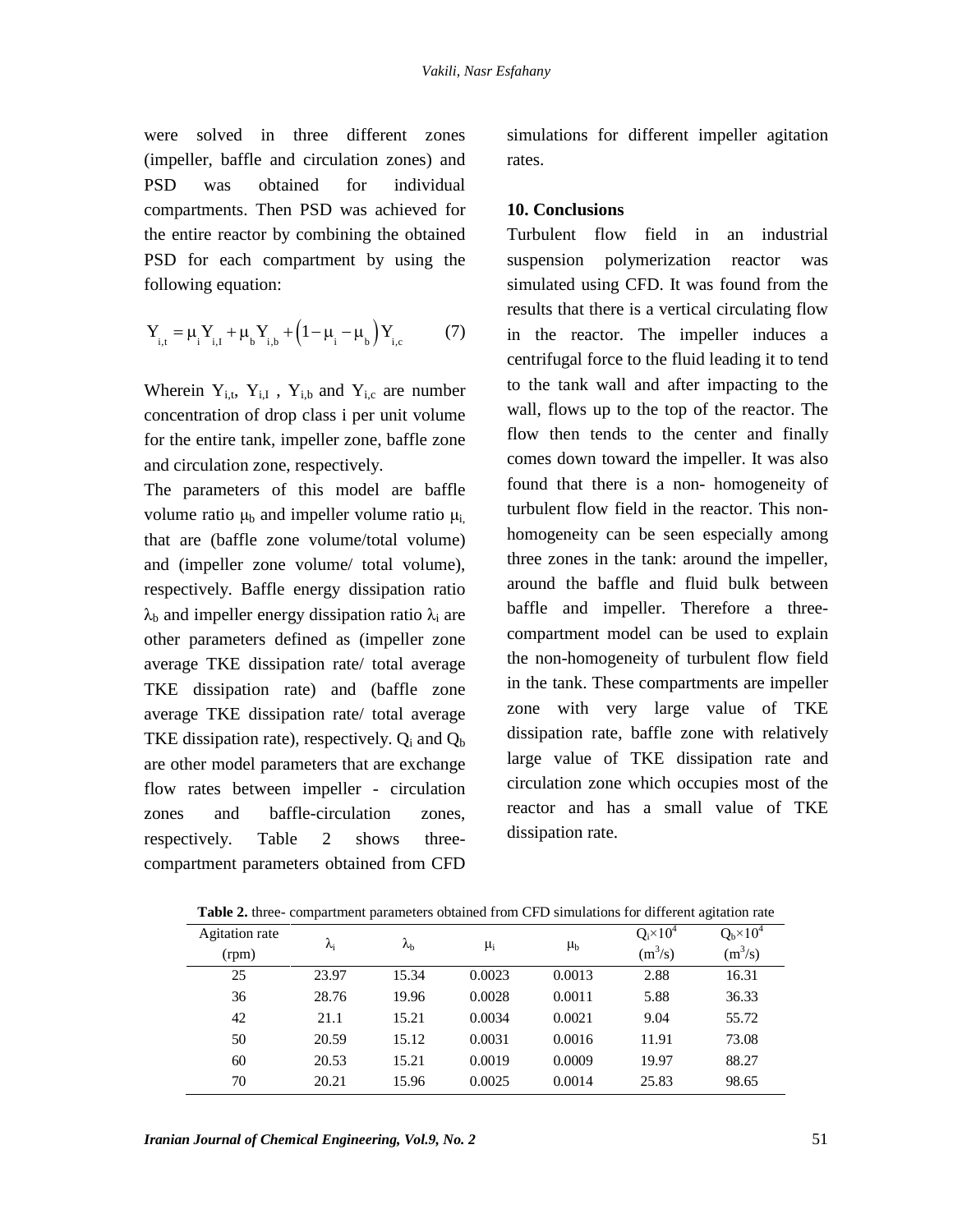were solved in three different zones (impeller, baffle and circulation zones) and PSD was obtained for individual compartments. Then PSD was achieved for the entire reactor by combining the obtained PSD for each compartment by using the following equation:

$$Y_{i,t} = \mu_i Y_{i,I} + \mu_b Y_{i,b} + \left(1 - \mu_i - \mu_b\right) Y_{i,c} \qquad (7)$$

Wherein $Y_{i,t}$, $Y_{i,I}$ , $Y_{i,b}$ and $Y_{i,c}$ are number concentration of drop class i per unit volume for the entire tank, impeller zone, baffle zone and circulation zone, respectively.

The parameters of this model are baffle volume ratio $\mu_b$ and impeller volume ratio $\mu_i$, that are (baffle zone volume/total volume) and (impeller zone volume/ total volume), respectively. Baffle energy dissipation ratio $\lambda_b$ and impeller energy dissipation ratio $\lambda_i$ are other parameters defined as (impeller zone average TKE dissipation rate/ total average TKE dissipation rate) and (baffle zone average TKE dissipation rate/ total average TKE dissipation rate), respectively. $Q_i$ and $Q_b$ are other model parameters that are exchange flow rates between impeller - circulation zones and baffle-circulation zones, respectively. Table 2 shows three-compartment parameters obtained from CFD simulations for different impeller agitation rates.

## 10. Conclusions

Turbulent flow field in an industrial suspension polymerization reactor was simulated using CFD. It was found from the results that there is a vertical circulating flow in the reactor. The impeller induces a centrifugal force to the fluid leading it to tend to the tank wall and after impacting to the wall, flows up to the top of the reactor. The flow then tends to the center and finally comes down toward the impeller. It was also found that there is a non- homogeneity of turbulent flow field in the reactor. This non-homogeneity can be seen especially among three zones in the tank: around the impeller, around the baffle and fluid bulk between baffle and impeller. Therefore a three-compartment model can be used to explain the non-homogeneity of turbulent flow field in the tank. These compartments are impeller zone with very large value of TKE dissipation rate, baffle zone with relatively large value of TKE dissipation rate and circulation zone which occupies most of the reactor and has a small value of TKE dissipation rate.

**Table 2.** three- compartment parameters obtained from CFD simulations for different agitation rate

| Agitation rate (rpm) | $\lambda_i$ | $\lambda_b$ | $\mu_i$ | $\mu_b$ | $Q_i \times 10^4$ ($m^3/s$) | $Q_b \times 10^4$ ($m^3/s$) |
|---|---|---|---|---|---|---|
| 25 | 23.97 | 15.34 | 0.0023 | 0.0013 | 2.88 | 16.31 |
| 36 | 28.76 | 19.96 | 0.0028 | 0.0011 | 5.88 | 36.33 |
| 42 | 21.1 | 15.21 | 0.0034 | 0.0021 | 9.04 | 55.72 |
| 50 | 20.59 | 15.12 | 0.0031 | 0.0016 | 11.91 | 73.08 |
| 60 | 20.53 | 15.21 | 0.0019 | 0.0009 | 19.97 | 88.27 |
| 70 | 20.21 | 15.96 | 0.0025 | 0.0014 | 25.83 | 98.65 |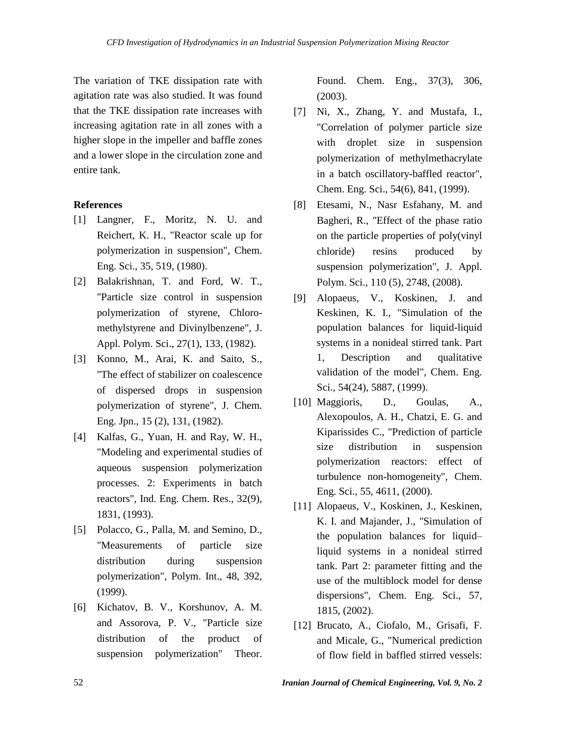The variation of TKE dissipation rate with agitation rate was also studied. It was found that the TKE dissipation rate increases with increasing agitation rate in all zones with a higher slope in the impeller and baffle zones and a lower slope in the circulation zone and entire tank.

## References

[1] Langner, F., Moritz, N. U. and Reichert, K. H., "Reactor scale up for polymerization in suspension", Chem. Eng. Sci., 35, 519, (1980).

[2] Balakrishnan, T. and Ford, W. T., "Particle size control in suspension polymerization of styrene, Chloro-methylstyrene and Divinylbenzene", J. Appl. Polym. Sci., 27(1), 133, (1982).

[3] Konno, M., Arai, K. and Saito, S., "The effect of stabilizer on coalescence of dispersed drops in suspension polymerization of styrene", J. Chem. Eng. Jpn., 15 (2), 131, (1982).

[4] Kalfas, G., Yuan, H. and Ray, W. H., "Modeling and experimental studies of aqueous suspension polymerization processes. 2: Experiments in batch reactors", Ind. Eng. Chem. Res., 32(9), 1831, (1993).

[5] Polacco, G., Palla, M. and Semino, D., "Measurements of particle size distribution during suspension polymerization", Polym. Int., 48, 392, (1999).

[6] Kichatov, B. V., Korshunov, A. M. and Assorova, P. V., "Particle size distribution of the product of suspension polymerization" Theor. Found. Chem. Eng., 37(3), 306, (2003).

[7] Ni, X., Zhang, Y. and Mustafa, I., "Correlation of polymer particle size with droplet size in suspension polymerization of methylmethacrylate in a batch oscillatory-baffled reactor", Chem. Eng. Sci., 54(6), 841, (1999).

[8] Etesami, N., Nasr Esfahany, M. and Bagheri, R., "Effect of the phase ratio on the particle properties of poly(vinyl chloride) resins produced by suspension polymerization", J. Appl. Polym. Sci., 110 (5), 2748, (2008).

[9] Alopaeus, V., Koskinen, J. and Keskinen, K. I., "Simulation of the population balances for liquid-liquid systems in a nonideal stirred tank. Part 1, Description and qualitative validation of the model", Chem. Eng. Sci., 54(24), 5887, (1999).

[10] Maggioris, D., Goulas, A., Alexopoulos, A. H., Chatzi, E. G. and Kiparissides C., "Prediction of particle size distribution in suspension polymerization reactors: effect of turbulence non-homogeneity", Chem. Eng. Sci., 55, 4611, (2000).

[11] Alopaeus, V., Koskinen, J., Keskinen, K. I. and Majander, J., "Simulation of the population balances for liquid–liquid systems in a nonideal stirred tank. Part 2: parameter fitting and the use of the multiblock model for dense dispersions", Chem. Eng. Sci., 57, 1815, (2002).

[12] Brucato, A., Ciofalo, M., Grisafi, F. and Micale, G., "Numerical prediction of flow field in baffled stirred vessels: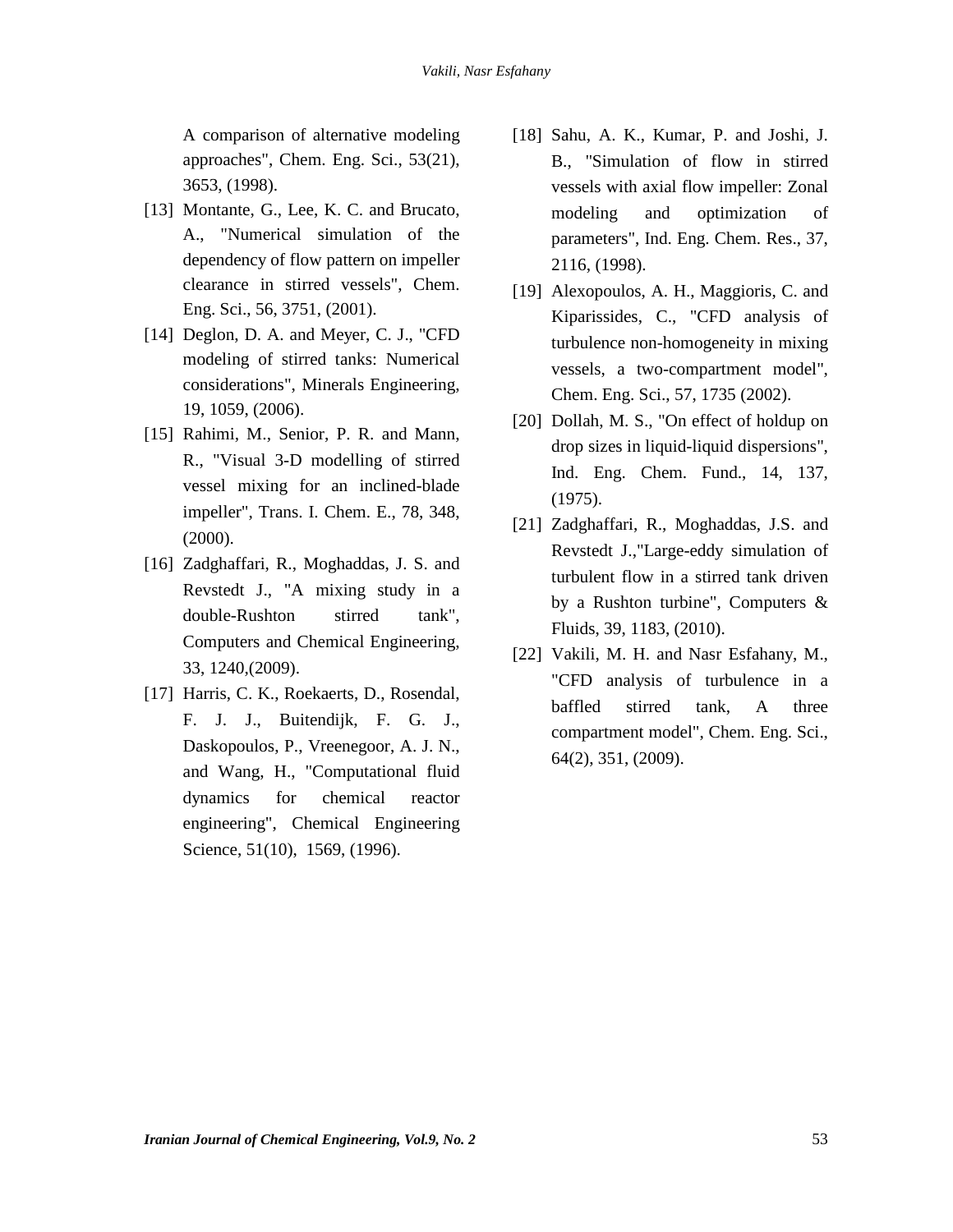A comparison of alternative modeling approaches", Chem. Eng. Sci., 53(21), 3653, (1998).

[13] Montante, G., Lee, K. C. and Brucato, A., "Numerical simulation of the dependency of flow pattern on impeller clearance in stirred vessels", Chem. Eng. Sci., 56, 3751, (2001).

[14] Deglon, D. A. and Meyer, C. J., "CFD modeling of stirred tanks: Numerical considerations", Minerals Engineering, 19, 1059, (2006).

[15] Rahimi, M., Senior, P. R. and Mann, R., "Visual 3-D modelling of stirred vessel mixing for an inclined-blade impeller", Trans. I. Chem. E., 78, 348, (2000).

[16] Zadghaffari, R., Moghaddas, J. S. and Revstedt J., "A mixing study in a double-Rushton stirred tank", Computers and Chemical Engineering, 33, 1240,(2009).

[17] Harris, C. K., Roekaerts, D., Rosendal, F. J. J., Buitendijk, F. G. J., Daskopoulos, P., Vreenegoor, A. J. N., and Wang, H., "Computational fluid dynamics for chemical reactor engineering", Chemical Engineering Science, 51(10), 1569, (1996).

[18] Sahu, A. K., Kumar, P. and Joshi, J. B., "Simulation of flow in stirred vessels with axial flow impeller: Zonal modeling and optimization of parameters", Ind. Eng. Chem. Res., 37, 2116, (1998).

[19] Alexopoulos, A. H., Maggioris, C. and Kiparissides, C., "CFD analysis of turbulence non-homogeneity in mixing vessels, a two-compartment model", Chem. Eng. Sci., 57, 1735 (2002).

[20] Dollah, M. S., "On effect of holdup on drop sizes in liquid-liquid dispersions", Ind. Eng. Chem. Fund., 14, 137, (1975).

[21] Zadghaffari, R., Moghaddas, J.S. and Revstedt J.,"Large-eddy simulation of turbulent flow in a stirred tank driven by a Rushton turbine", Computers & Fluids, 39, 1183, (2010).

[22] Vakili, M. H. and Nasr Esfahany, M., "CFD analysis of turbulence in a baffled stirred tank, A three compartment model", Chem. Eng. Sci., 64(2), 351, (2009).